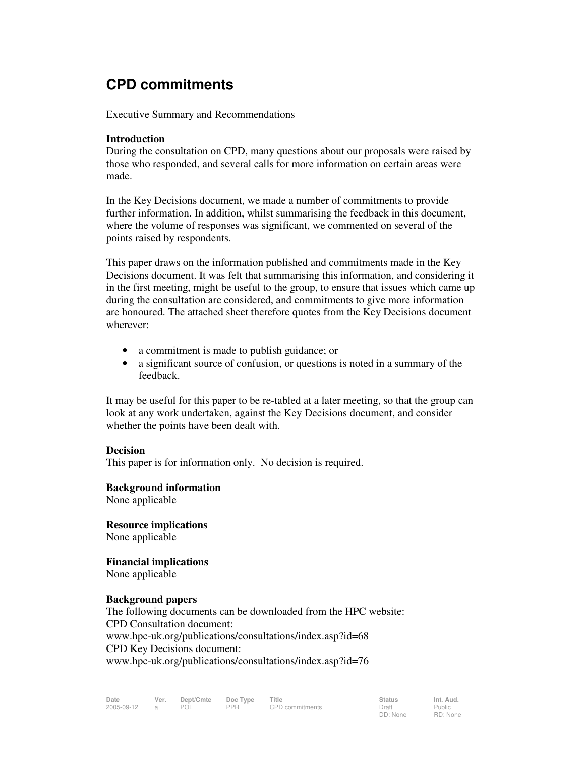# CPD commitments

Executive Summary and Recommendations

**Introduction**
During the consultation on CPD, many questions about our proposals were raised by those who responded, and several calls for more information on certain areas were made.

In the Key Decisions document, we made a number of commitments to provide further information. In addition, whilst summarising the feedback in this document, where the volume of responses was significant, we commented on several of the points raised by respondents.

This paper draws on the information published and commitments made in the Key Decisions document. It was felt that summarising this information, and considering it in the first meeting, might be useful to the group, to ensure that issues which came up during the consultation are considered, and commitments to give more information are honoured. The attached sheet therefore quotes from the Key Decisions document wherever:

- a commitment is made to publish guidance; or
- a significant source of confusion, or questions is noted in a summary of the feedback.

It may be useful for this paper to be re-tabled at a later meeting, so that the group can look at any work undertaken, against the Key Decisions document, and consider whether the points have been dealt with.

**Decision**
This paper is for information only. No decision is required.

**Background information**
None applicable

**Resource implications**
None applicable

**Financial implications**
None applicable

**Background papers**
The following documents can be downloaded from the HPC website:
CPD Consultation document:
www.hpc-uk.org/publications/consultations/index.asp?id=68
CPD Key Decisions document:
www.hpc-uk.org/publications/consultations/index.asp?id=76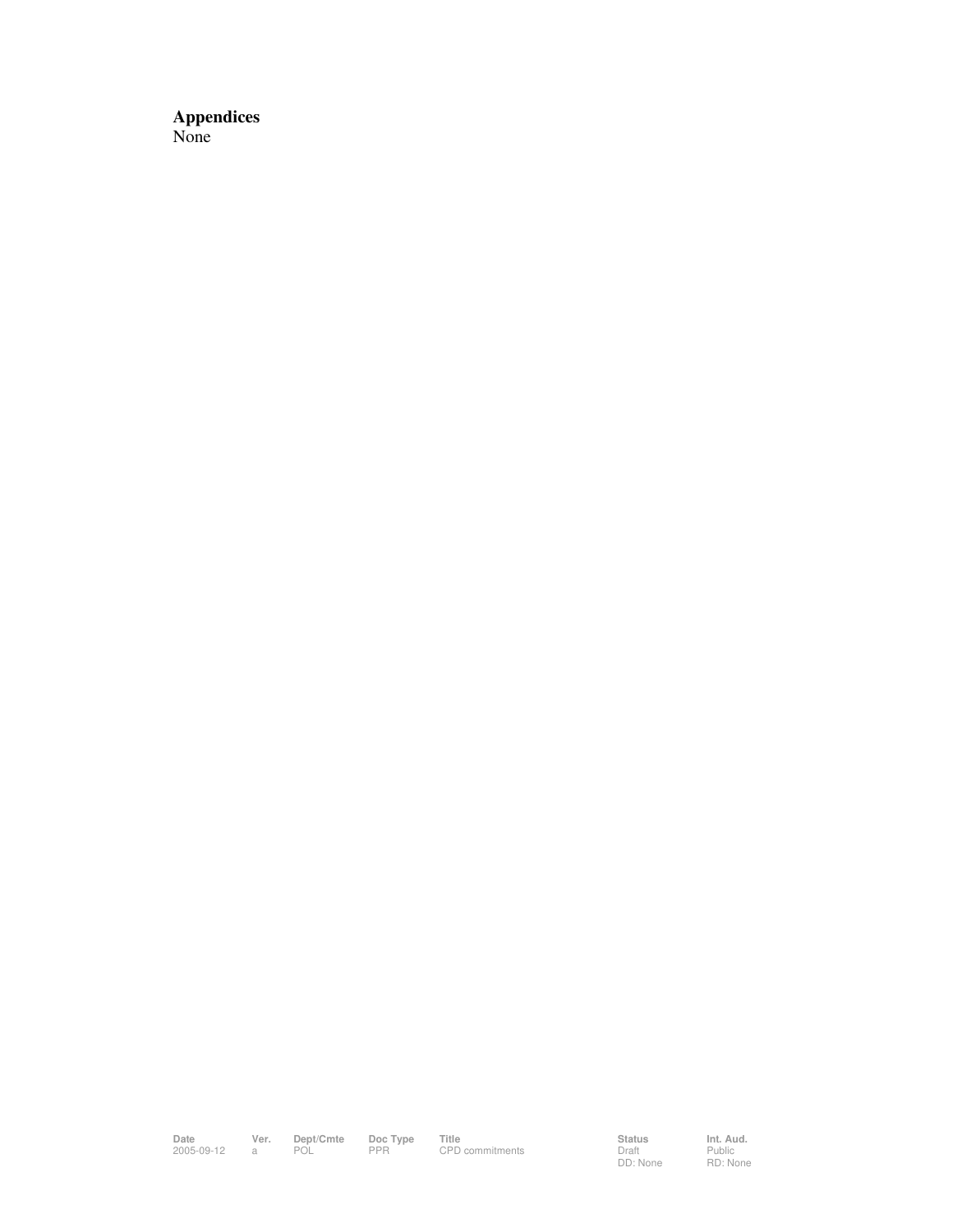**Appendices**

None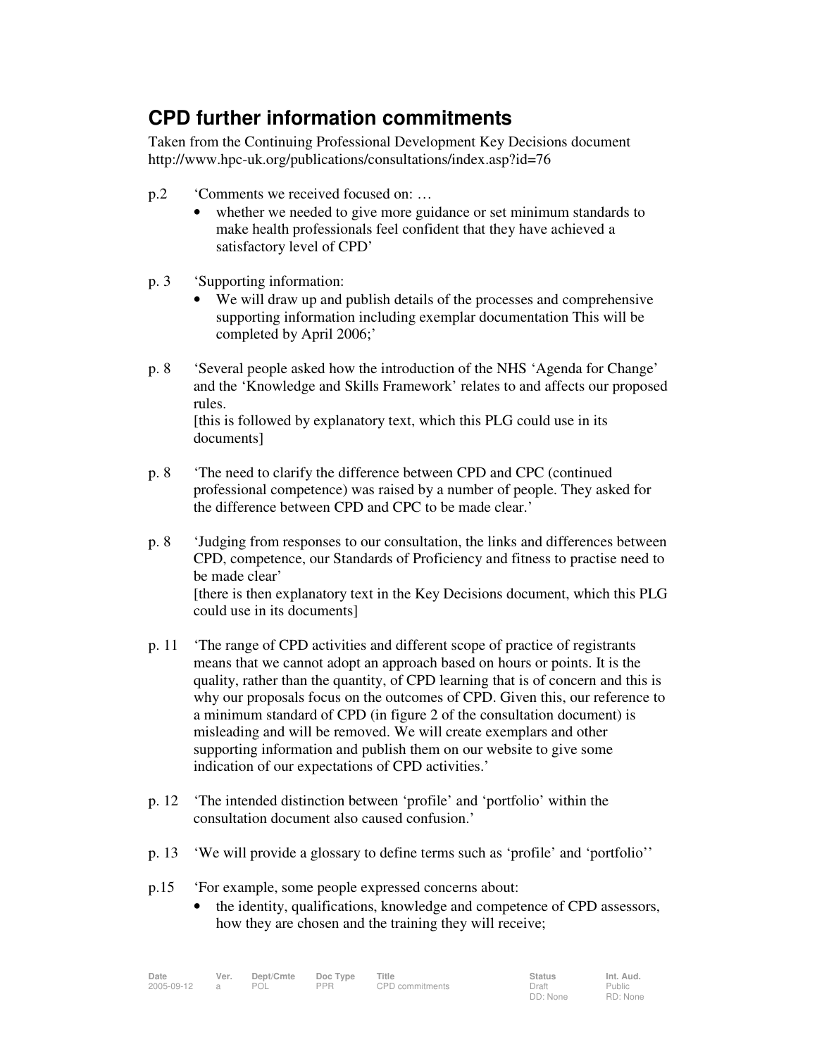## CPD further information commitments

Taken from the Continuing Professional Development Key Decisions document http://www.hpc-uk.org/publications/consultations/index.asp?id=76

p.2 'Comments we received focused on: …

- whether we needed to give more guidance or set minimum standards to make health professionals feel confident that they have achieved a satisfactory level of CPD'

p. 3 'Supporting information:

- We will draw up and publish details of the processes and comprehensive supporting information including exemplar documentation This will be completed by April 2006;'

p. 8 'Several people asked how the introduction of the NHS 'Agenda for Change' and the 'Knowledge and Skills Framework' relates to and affects our proposed rules.
[this is followed by explanatory text, which this PLG could use in its documents]

p. 8 'The need to clarify the difference between CPD and CPC (continued professional competence) was raised by a number of people. They asked for the difference between CPD and CPC to be made clear.'

p. 8 'Judging from responses to our consultation, the links and differences between CPD, competence, our Standards of Proficiency and fitness to practise need to be made clear'
[there is then explanatory text in the Key Decisions document, which this PLG could use in its documents]

p. 11 'The range of CPD activities and different scope of practice of registrants means that we cannot adopt an approach based on hours or points. It is the quality, rather than the quantity, of CPD learning that is of concern and this is why our proposals focus on the outcomes of CPD. Given this, our reference to a minimum standard of CPD (in figure 2 of the consultation document) is misleading and will be removed. We will create exemplars and other supporting information and publish them on our website to give some indication of our expectations of CPD activities.'

p. 12 'The intended distinction between 'profile' and 'portfolio' within the consultation document also caused confusion.'

p. 13 'We will provide a glossary to define terms such as 'profile' and 'portfolio''

p.15 'For example, some people expressed concerns about:

- the identity, qualifications, knowledge and competence of CPD assessors, how they are chosen and the training they will receive;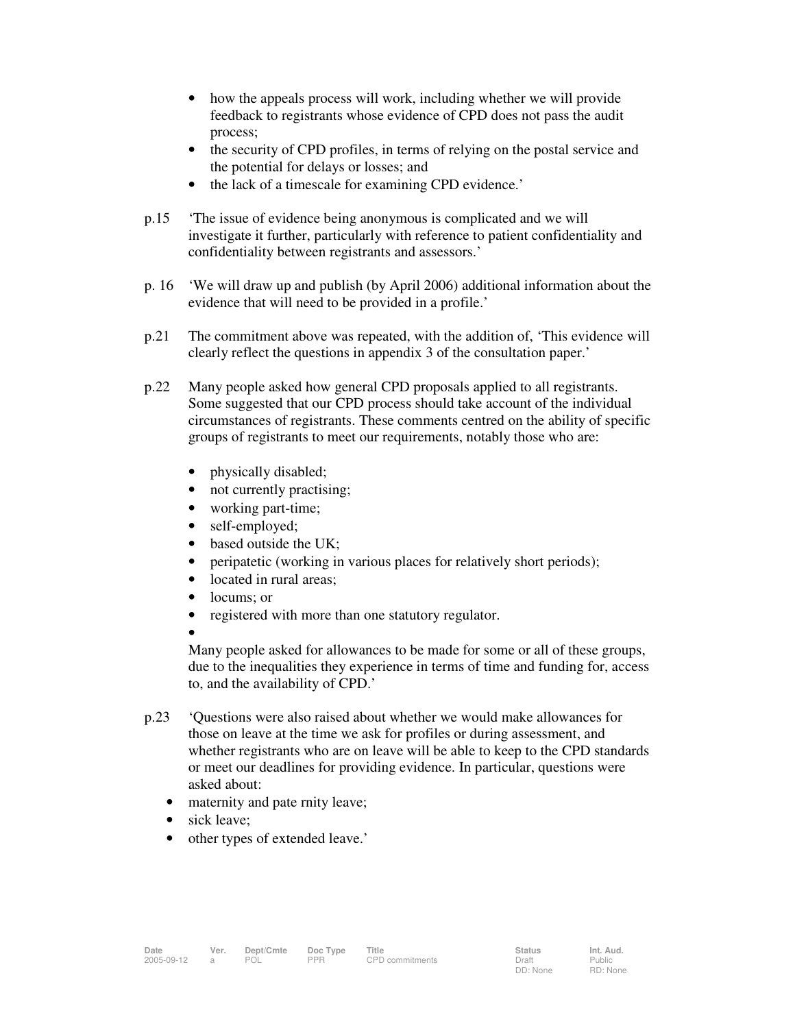- how the appeals process will work, including whether we will provide feedback to registrants whose evidence of CPD does not pass the audit process;
- the security of CPD profiles, in terms of relying on the postal service and the potential for delays or losses; and
- the lack of a timescale for examining CPD evidence.'

p.15 'The issue of evidence being anonymous is complicated and we will investigate it further, particularly with reference to patient confidentiality and confidentiality between registrants and assessors.'

p. 16 'We will draw up and publish (by April 2006) additional information about the evidence that will need to be provided in a profile.'

p.21 The commitment above was repeated, with the addition of, 'This evidence will clearly reflect the questions in appendix 3 of the consultation paper.'

p.22 Many people asked how general CPD proposals applied to all registrants. Some suggested that our CPD process should take account of the individual circumstances of registrants. These comments centred on the ability of specific groups of registrants to meet our requirements, notably those who are:

- physically disabled;
- not currently practising;
- working part-time;
- self-employed;
- based outside the UK;
- peripatetic (working in various places for relatively short periods);
- located in rural areas;
- locums; or
- registered with more than one statutory regulator.
- 

Many people asked for allowances to be made for some or all of these groups, due to the inequalities they experience in terms of time and funding for, access to, and the availability of CPD.'

p.23 'Questions were also raised about whether we would make allowances for those on leave at the time we ask for profiles or during assessment, and whether registrants who are on leave will be able to keep to the CPD standards or meet our deadlines for providing evidence. In particular, questions were asked about:

- maternity and pate rnity leave;
- sick leave;
- other types of extended leave.'